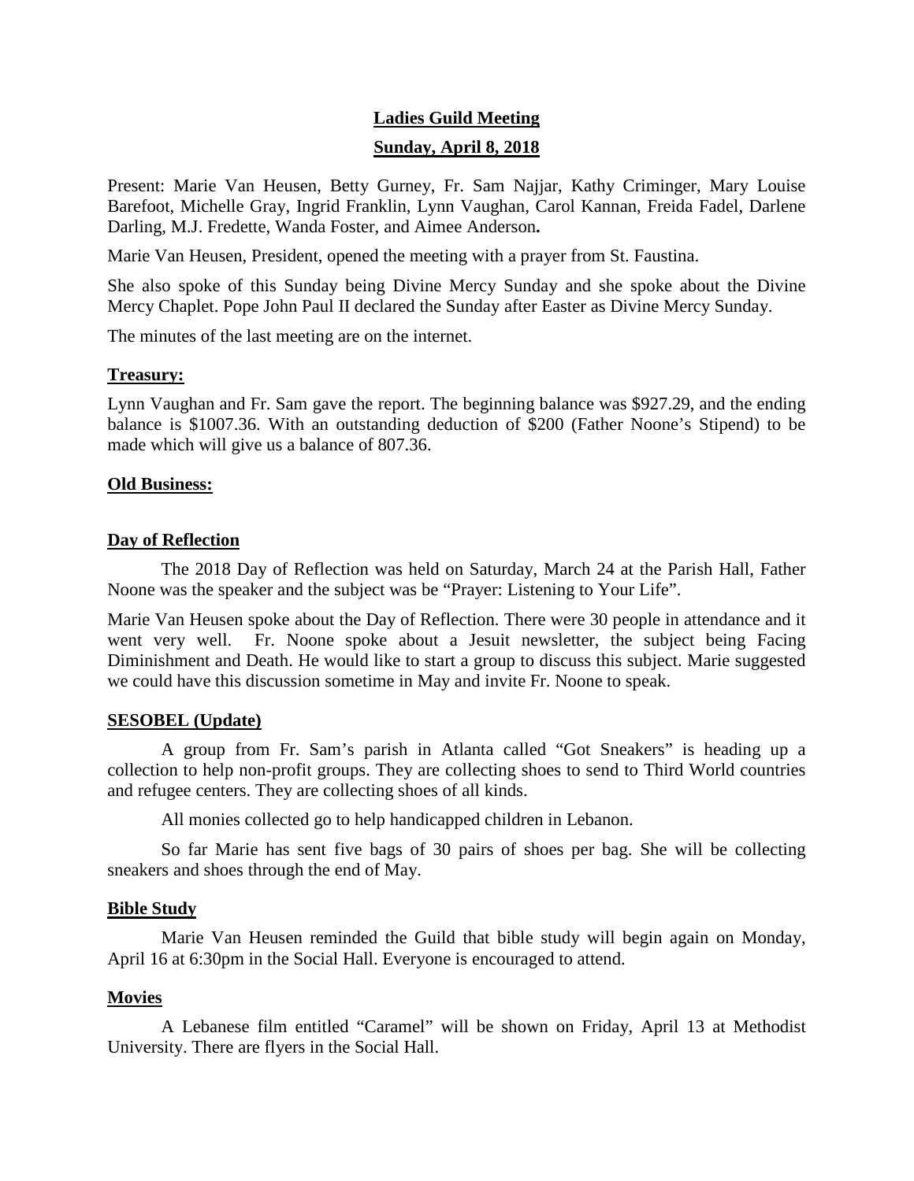**Ladies Guild Meeting**

**Sunday, April 8, 2018**

Present: Marie Van Heusen, Betty Gurney, Fr. Sam Najjar, Kathy Criminger, Mary Louise Barefoot, Michelle Gray, Ingrid Franklin, Lynn Vaughan, Carol Kannan, Freida Fadel, Darlene Darling, M.J. Fredette, Wanda Foster, and Aimee Anderson**.**

Marie Van Heusen, President, opened the meeting with a prayer from St. Faustina.

She also spoke of this Sunday being Divine Mercy Sunday and she spoke about the Divine Mercy Chaplet. Pope John Paul II declared the Sunday after Easter as Divine Mercy Sunday.

The minutes of the last meeting are on the internet.

**Treasury:**

Lynn Vaughan and Fr. Sam gave the report. The beginning balance was $927.29, and the ending balance is $1007.36. With an outstanding deduction of $200 (Father Noone's Stipend) to be made which will give us a balance of 807.36.

**Old Business:**

**Day of Reflection**

The 2018 Day of Reflection was held on Saturday, March 24 at the Parish Hall, Father Noone was the speaker and the subject was be "Prayer: Listening to Your Life".

Marie Van Heusen spoke about the Day of Reflection. There were 30 people in attendance and it went very well. Fr. Noone spoke about a Jesuit newsletter, the subject being Facing Diminishment and Death. He would like to start a group to discuss this subject. Marie suggested we could have this discussion sometime in May and invite Fr. Noone to speak.

**SESOBEL (Update)**

A group from Fr. Sam's parish in Atlanta called "Got Sneakers" is heading up a collection to help non-profit groups. They are collecting shoes to send to Third World countries and refugee centers. They are collecting shoes of all kinds.

All monies collected go to help handicapped children in Lebanon.

So far Marie has sent five bags of 30 pairs of shoes per bag. She will be collecting sneakers and shoes through the end of May.

**Bible Study**

Marie Van Heusen reminded the Guild that bible study will begin again on Monday, April 16 at 6:30pm in the Social Hall. Everyone is encouraged to attend.

**Movies**

A Lebanese film entitled "Caramel" will be shown on Friday, April 13 at Methodist University. There are flyers in the Social Hall.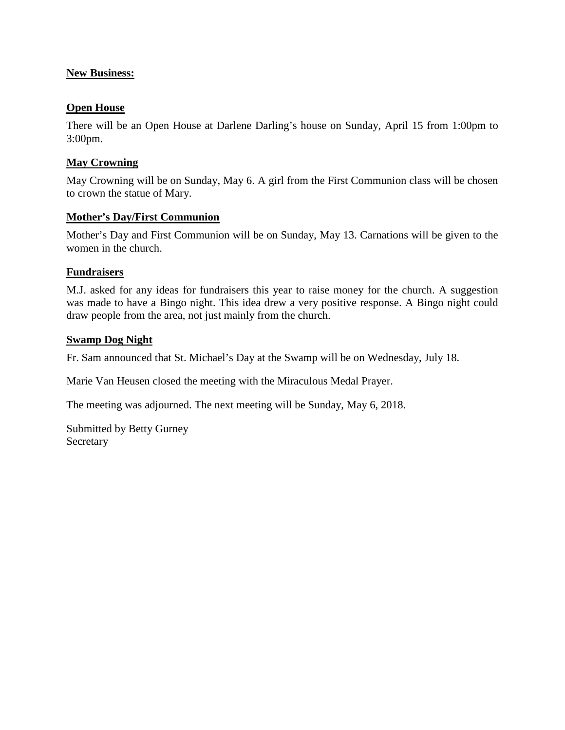**New Business:**

**Open House**

There will be an Open House at Darlene Darling's house on Sunday, April 15 from 1:00pm to 3:00pm.

**May Crowning**

May Crowning will be on Sunday, May 6. A girl from the First Communion class will be chosen to crown the statue of Mary.

**Mother's Day/First Communion**

Mother's Day and First Communion will be on Sunday, May 13. Carnations will be given to the women in the church.

**Fundraisers**

M.J. asked for any ideas for fundraisers this year to raise money for the church. A suggestion was made to have a Bingo night. This idea drew a very positive response. A Bingo night could draw people from the area, not just mainly from the church.

**Swamp Dog Night**

Fr. Sam announced that St. Michael's Day at the Swamp will be on Wednesday, July 18.

Marie Van Heusen closed the meeting with the Miraculous Medal Prayer.

The meeting was adjourned. The next meeting will be Sunday, May 6, 2018.

Submitted by Betty Gurney
Secretary